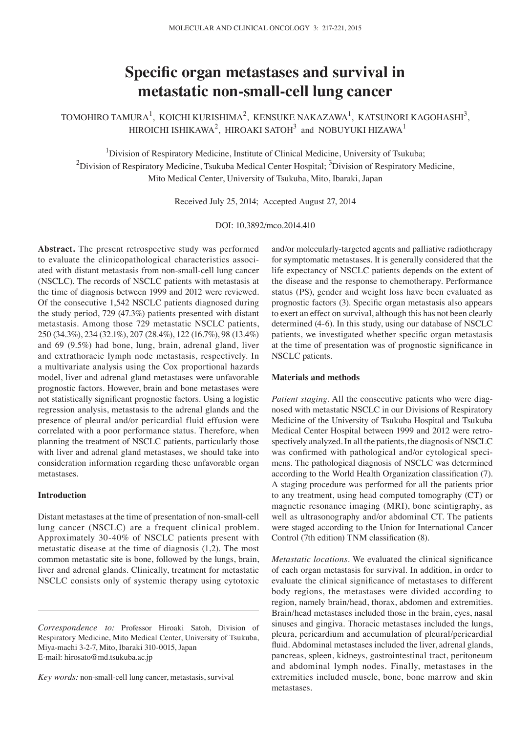# Specific organ metastases and survival in metastatic non-small-cell lung cancer

TOMOHIRO TAMURA[1], KOICHI KURISHIMA[2], KENSUKE NAKAZAWA[1], KATSUNORI KAGOHASHI[3], HIROICHI ISHIKAWA[2], HIROAKI SATOH[3] and NOBUYUKI HIZAWA[1]

[1]Division of Respiratory Medicine, Institute of Clinical Medicine, University of Tsukuba; [2]Division of Respiratory Medicine, Tsukuba Medical Center Hospital; [3]Division of Respiratory Medicine, Mito Medical Center, University of Tsukuba, Mito, Ibaraki, Japan

Received July 25, 2014; Accepted August 27, 2014

DOI: 10.3892/mco.2014.410

**Abstract.** The present retrospective study was performed to evaluate the clinicopathological characteristics associated with distant metastasis from non-small-cell lung cancer (NSCLC). The records of NSCLC patients with metastasis at the time of diagnosis between 1999 and 2012 were reviewed. Of the consecutive 1,542 NSCLC patients diagnosed during the study period, 729 (47.3%) patients presented with distant metastasis. Among those 729 metastatic NSCLC patients, 250 (34.3%), 234 (32.1%), 207 (28.4%), 122 (16.7%), 98 (13.4%) and 69 (9.5%) had bone, lung, brain, adrenal gland, liver and extrathoracic lymph node metastasis, respectively. In a multivariate analysis using the Cox proportional hazards model, liver and adrenal gland metastases were unfavorable prognostic factors. However, brain and bone metastases were not statistically significant prognostic factors. Using a logistic regression analysis, metastasis to the adrenal glands and the presence of pleural and/or pericardial fluid effusion were correlated with a poor performance status. Therefore, when planning the treatment of NSCLC patients, particularly those with liver and adrenal gland metastases, we should take into consideration information regarding these unfavorable organ metastases.

## Introduction

Distant metastases at the time of presentation of non-small-cell lung cancer (NSCLC) are a frequent clinical problem. Approximately 30-40% of NSCLC patients present with metastatic disease at the time of diagnosis (1,2). The most common metastatic site is bone, followed by the lungs, brain, liver and adrenal glands. Clinically, treatment for metastatic NSCLC consists only of systemic therapy using cytotoxic and/or molecularly-targeted agents and palliative radiotherapy for symptomatic metastases. It is generally considered that the life expectancy of NSCLC patients depends on the extent of the disease and the response to chemotherapy. Performance status (PS), gender and weight loss have been evaluated as prognostic factors (3). Specific organ metastasis also appears to exert an effect on survival, although this has not been clearly determined (4-6). In this study, using our database of NSCLC patients, we investigated whether specific organ metastasis at the time of presentation was of prognostic significance in NSCLC patients.

*Correspondence to:* Professor Hiroaki Satoh, Division of Respiratory Medicine, Mito Medical Center, University of Tsukuba, Miya-machi 3-2-7, Mito, Ibaraki 310-0015, Japan
E-mail: hirosato@md.tsukuba.ac.jp

*Key words:* non-small-cell lung cancer, metastasis, survival

## Materials and methods

*Patient staging.* All the consecutive patients who were diagnosed with metastatic NSCLC in our Divisions of Respiratory Medicine of the University of Tsukuba Hospital and Tsukuba Medical Center Hospital between 1999 and 2012 were retrospectively analyzed. In all the patients, the diagnosis of NSCLC was confirmed with pathological and/or cytological specimens. The pathological diagnosis of NSCLC was determined according to the World Health Organization classification (7). A staging procedure was performed for all the patients prior to any treatment, using head computed tomography (CT) or magnetic resonance imaging (MRI), bone scintigraphy, as well as ultrasonography and/or abdominal CT. The patients were staged according to the Union for International Cancer Control (7th edition) TNM classification (8).

*Metastatic locations.* We evaluated the clinical significance of each organ metastasis for survival. In addition, in order to evaluate the clinical significance of metastases to different body regions, the metastases were divided according to region, namely brain/head, thorax, abdomen and extremities. Brain/head metastases included those in the brain, eyes, nasal sinuses and gingiva. Thoracic metastases included the lungs, pleura, pericardium and accumulation of pleural/pericardial fluid. Abdominal metastases included the liver, adrenal glands, pancreas, spleen, kidneys, gastrointestinal tract, peritoneum and abdominal lymph nodes. Finally, metastases in the extremities included muscle, bone, bone marrow and skin metastases.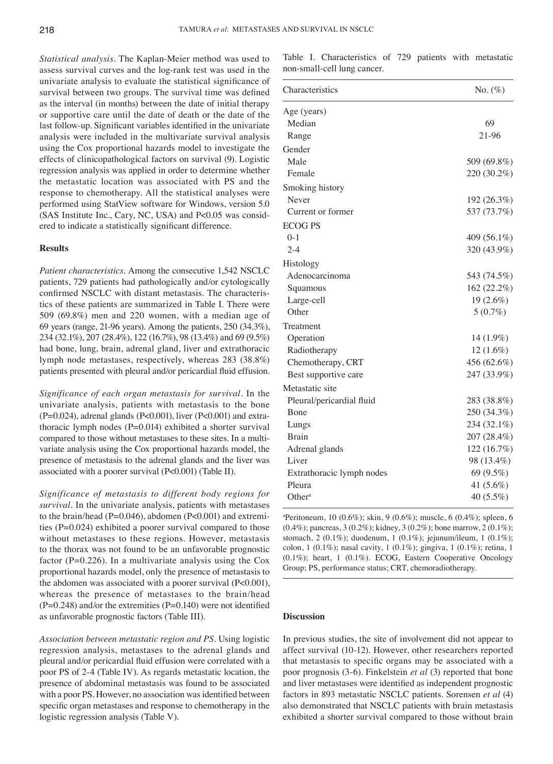*Statistical analysis.* The Kaplan-Meier method was used to assess survival curves and the log-rank test was used in the univariate analysis to evaluate the statistical significance of survival between two groups. The survival time was defined as the interval (in months) between the date of initial therapy or supportive care until the date of death or the date of the last follow-up. Significant variables identified in the univariate analysis were included in the multivariate survival analysis using the Cox proportional hazards model to investigate the effects of clinicopathological factors on survival (9). Logistic regression analysis was applied in order to determine whether the metastatic location was associated with PS and the response to chemotherapy. All the statistical analyses were performed using StatView software for Windows, version 5.0 (SAS Institute Inc., Cary, NC, USA) and P<0.05 was considered to indicate a statistically significant difference.

## Results

*Patient characteristics.* Among the consecutive 1,542 NSCLC patients, 729 patients had pathologically and/or cytologically confirmed NSCLC with distant metastasis. The characteristics of these patients are summarized in Table I. There were 509 (69.8%) men and 220 women, with a median age of 69 years (range, 21-96 years). Among the patients, 250 (34.3%), 234 (32.1%), 207 (28.4%), 122 (16.7%), 98 (13.4%) and 69 (9.5%) had bone, lung, brain, adrenal gland, liver and extrathoracic lymph node metastases, respectively, whereas 283 (38.8%) patients presented with pleural and/or pericardial fluid effusion.

*Significance of each organ metastasis for survival.* In the univariate analysis, patients with metastasis to the bone (P=0.024), adrenal glands (P<0.001), liver (P<0.001) and extrathoracic lymph nodes (P=0.014) exhibited a shorter survival compared to those without metastases to these sites. In a multivariate analysis using the Cox proportional hazards model, the presence of metastasis to the adrenal glands and the liver was associated with a poorer survival (P<0.001) (Table II).

*Significance of metastasis to different body regions for survival.* In the univariate analysis, patients with metastases to the brain/head (P=0.046), abdomen (P<0.001) and extremities (P=0.024) exhibited a poorer survival compared to those without metastases to these regions. However, metastasis to the thorax was not found to be an unfavorable prognostic factor (P=0.226). In a multivariate analysis using the Cox proportional hazards model, only the presence of metastasis to the abdomen was associated with a poorer survival (P<0.001), whereas the presence of metastases to the brain/head (P=0.248) and/or the extremities (P=0.140) were not identified as unfavorable prognostic factors (Table III).

*Association between metastatic region and PS.* Using logistic regression analysis, metastases to the adrenal glands and pleural and/or pericardial fluid effusion were correlated with a poor PS of 2-4 (Table IV). As regards metastatic location, the presence of abdominal metastasis was found to be associated with a poor PS. However, no association was identified between specific organ metastases and response to chemotherapy in the logistic regression analysis (Table V).

Table I. Characteristics of 729 patients with metastatic non-small-cell lung cancer.

| Characteristics | No. (%) |
|---|---|
| Age (years) | |
| Median | 69 |
| Range | 21-96 |
| Gender | |
| Male | 509 (69.8%) |
| Female | 220 (30.2%) |
| Smoking history | |
| Never | 192 (26.3%) |
| Current or former | 537 (73.7%) |
| ECOG PS | |
| 0-1 | 409 (56.1%) |
| 2-4 | 320 (43.9%) |
| Histology | |
| Adenocarcinoma | 543 (74.5%) |
| Squamous | 162 (22.2%) |
| Large-cell | 19 (2.6%) |
| Other | 5 (0.7%) |
| Treatment | |
| Operation | 14 (1.9%) |
| Radiotherapy | 12 (1.6%) |
| Chemotherapy, CRT | 456 (62.6%) |
| Best supportive care | 247 (33.9%) |
| Metastatic site | |
| Pleural/pericardial fluid | 283 (38.8%) |
| Bone | 250 (34.3%) |
| Lungs | 234 (32.1%) |
| Brain | 207 (28.4%) |
| Adrenal glands | 122 (16.7%) |
| Liver | 98 (13.4%) |
| Extrathoracic lymph nodes | 69 (9.5%) |
| Pleura | 41 (5.6%) |
| Other[a] | 40 (5.5%) |

[a]Peritoneum, 10 (0.6%); skin, 9 (0.6%); muscle, 6 (0.4%); spleen, 6 (0.4%); pancreas, 3 (0.2%); kidney, 3 (0.2%); bone marrow, 2 (0.1%); stomach, 2 (0.1%); duodenum, 1 (0.1%); jejunum/ileum, 1 (0.1%); colon, 1 (0.1%); nasal cavity, 1 (0.1%); gingiva, 1 (0.1%); retina, 1 (0.1%); heart, 1 (0.1%). ECOG, Eastern Cooperative Oncology Group; PS, performance status; CRT, chemoradiotherapy.

## Discussion

In previous studies, the site of involvement did not appear to affect survival (10-12). However, other researchers reported that metastasis to specific organs may be associated with a poor prognosis (3-6). Finkelstein *et al* (3) reported that bone and liver metastases were identified as independent prognostic factors in 893 metastatic NSCLC patients. Sorensen *et al* (4) also demonstrated that NSCLC patients with brain metastasis exhibited a shorter survival compared to those without brain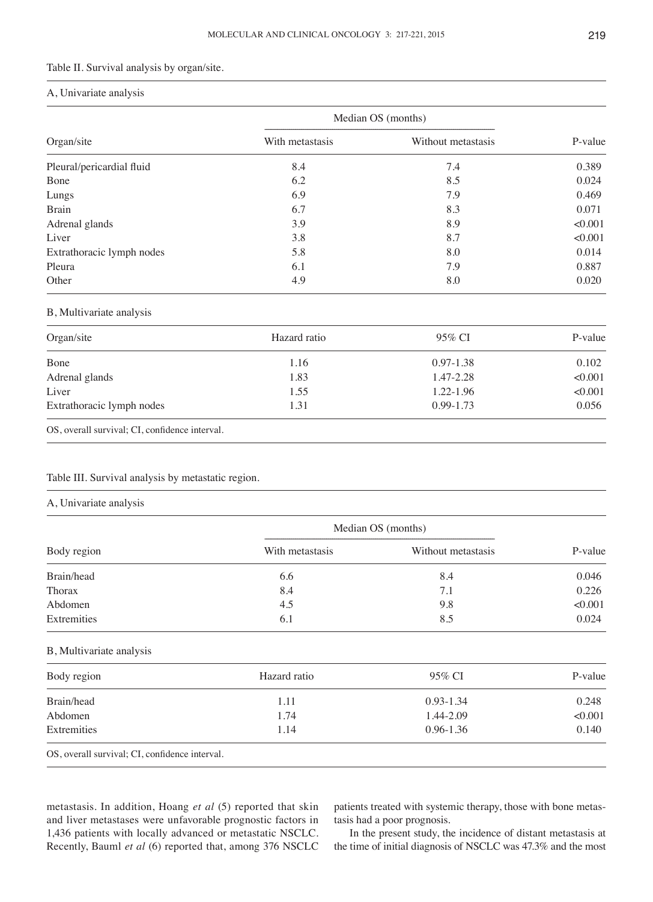Table II. Survival analysis by organ/site.

A, Univariate analysis

| Organ/site | Median OS (months) | | P-value |
|---|---|---|---|
| | With metastasis | Without metastasis | |
| Pleural/pericardial fluid | 8.4 | 7.4 | 0.389 |
| Bone | 6.2 | 8.5 | 0.024 |
| Lungs | 6.9 | 7.9 | 0.469 |
| Brain | 6.7 | 8.3 | 0.071 |
| Adrenal glands | 3.9 | 8.9 | <0.001 |
| Liver | 3.8 | 8.7 | <0.001 |
| Extrathoracic lymph nodes | 5.8 | 8.0 | 0.014 |
| Pleura | 6.1 | 7.9 | 0.887 |
| Other | 4.9 | 8.0 | 0.020 |

B, Multivariate analysis

| Organ/site | Hazard ratio | 95% CI | P-value |
|---|---|---|---|
| Bone | 1.16 | 0.97-1.38 | 0.102 |
| Adrenal glands | 1.83 | 1.47-2.28 | <0.001 |
| Liver | 1.55 | 1.22-1.96 | <0.001 |
| Extrathoracic lymph nodes | 1.31 | 0.99-1.73 | 0.056 |

OS, overall survival; CI, confidence interval.

Table III. Survival analysis by metastatic region.

A, Univariate analysis

| Body region | Median OS (months) | | P-value |
|---|---|---|---|
| | With metastasis | Without metastasis | |
| Brain/head | 6.6 | 8.4 | 0.046 |
| Thorax | 8.4 | 7.1 | 0.226 |
| Abdomen | 4.5 | 9.8 | <0.001 |
| Extremities | 6.1 | 8.5 | 0.024 |

B, Multivariate analysis

| Body region | Hazard ratio | 95% CI | P-value |
|---|---|---|---|
| Brain/head | 1.11 | 0.93-1.34 | 0.248 |
| Abdomen | 1.74 | 1.44-2.09 | <0.001 |
| Extremities | 1.14 | 0.96-1.36 | 0.140 |

OS, overall survival; CI, confidence interval.

metastasis. In addition, Hoang *et al* (5) reported that skin and liver metastases were unfavorable prognostic factors in 1,436 patients with locally advanced or metastatic NSCLC. Recently, Bauml *et al* (6) reported that, among 376 NSCLC patients treated with systemic therapy, those with bone metastasis had a poor prognosis.

In the present study, the incidence of distant metastasis at the time of initial diagnosis of NSCLC was 47.3% and the most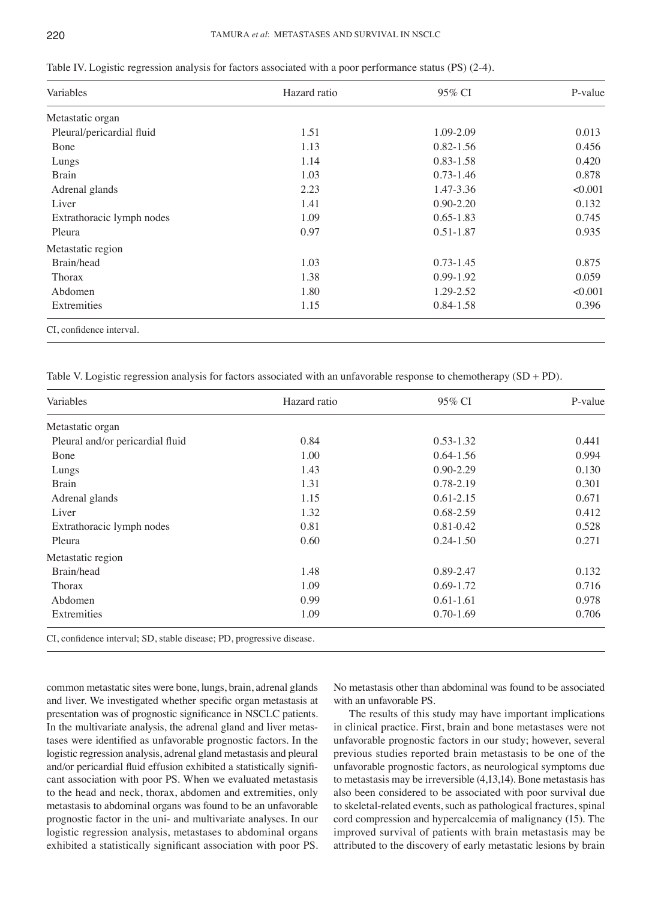Table IV. Logistic regression analysis for factors associated with a poor performance status (PS) (2-4).

| Variables | Hazard ratio | 95% CI | P-value |
|---|---|---|---|
| Metastatic organ | | | |
| Pleural/pericardial fluid | 1.51 | 1.09-2.09 | 0.013 |
| Bone | 1.13 | 0.82-1.56 | 0.456 |
| Lungs | 1.14 | 0.83-1.58 | 0.420 |
| Brain | 1.03 | 0.73-1.46 | 0.878 |
| Adrenal glands | 2.23 | 1.47-3.36 | <0.001 |
| Liver | 1.41 | 0.90-2.20 | 0.132 |
| Extrathoracic lymph nodes | 1.09 | 0.65-1.83 | 0.745 |
| Pleura | 0.97 | 0.51-1.87 | 0.935 |
| Metastatic region | | | |
| Brain/head | 1.03 | 0.73-1.45 | 0.875 |
| Thorax | 1.38 | 0.99-1.92 | 0.059 |
| Abdomen | 1.80 | 1.29-2.52 | <0.001 |
| Extremities | 1.15 | 0.84-1.58 | 0.396 |

CI, confidence interval.

Table V. Logistic regression analysis for factors associated with an unfavorable response to chemotherapy (SD + PD).

| Variables | Hazard ratio | 95% CI | P-value |
|---|---|---|---|
| Metastatic organ | | | |
| Pleural and/or pericardial fluid | 0.84 | 0.53-1.32 | 0.441 |
| Bone | 1.00 | 0.64-1.56 | 0.994 |
| Lungs | 1.43 | 0.90-2.29 | 0.130 |
| Brain | 1.31 | 0.78-2.19 | 0.301 |
| Adrenal glands | 1.15 | 0.61-2.15 | 0.671 |
| Liver | 1.32 | 0.68-2.59 | 0.412 |
| Extrathoracic lymph nodes | 0.81 | 0.81-0.42 | 0.528 |
| Pleura | 0.60 | 0.24-1.50 | 0.271 |
| Metastatic region | | | |
| Brain/head | 1.48 | 0.89-2.47 | 0.132 |
| Thorax | 1.09 | 0.69-1.72 | 0.716 |
| Abdomen | 0.99 | 0.61-1.61 | 0.978 |
| Extremities | 1.09 | 0.70-1.69 | 0.706 |

CI, confidence interval; SD, stable disease; PD, progressive disease.

common metastatic sites were bone, lungs, brain, adrenal glands and liver. We investigated whether specific organ metastasis at presentation was of prognostic significance in NSCLC patients. In the multivariate analysis, the adrenal gland and liver metastases were identified as unfavorable prognostic factors. In the logistic regression analysis, adrenal gland metastasis and pleural and/or pericardial fluid effusion exhibited a statistically significant association with poor PS. When we evaluated metastasis to the head and neck, thorax, abdomen and extremities, only metastasis to abdominal organs was found to be an unfavorable prognostic factor in the uni- and multivariate analyses. In our logistic regression analysis, metastases to abdominal organs exhibited a statistically significant association with poor PS. No metastasis other than abdominal was found to be associated with an unfavorable PS.

The results of this study may have important implications in clinical practice. First, brain and bone metastases were not unfavorable prognostic factors in our study; however, several previous studies reported brain metastasis to be one of the unfavorable prognostic factors, as neurological symptoms due to metastasis may be irreversible (4,13,14). Bone metastasis has also been considered to be associated with poor survival due to skeletal-related events, such as pathological fractures, spinal cord compression and hypercalcemia of malignancy (15). The improved survival of patients with brain metastasis may be attributed to the discovery of early metastatic lesions by brain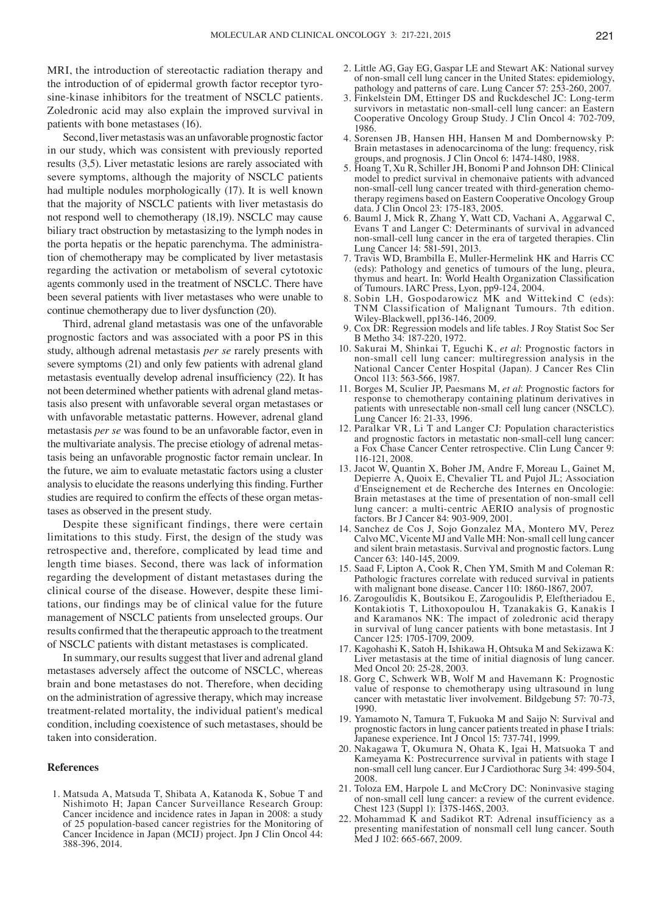MRI, the introduction of stereotactic radiation therapy and the introduction of of epidermal growth factor receptor tyrosine-kinase inhibitors for the treatment of NSCLC patients. Zoledronic acid may also explain the improved survival in patients with bone metastases (16).

Second, liver metastasis was an unfavorable prognostic factor in our study, which was consistent with previously reported results (3,5). Liver metastatic lesions are rarely associated with severe symptoms, although the majority of NSCLC patients had multiple nodules morphologically (17). It is well known that the majority of NSCLC patients with liver metastasis do not respond well to chemotherapy (18,19). NSCLC may cause biliary tract obstruction by metastasizing to the lymph nodes in the porta hepatis or the hepatic parenchyma. The administration of chemotherapy may be complicated by liver metastasis regarding the activation or metabolism of several cytotoxic agents commonly used in the treatment of NSCLC. There have been several patients with liver metastases who were unable to continue chemotherapy due to liver dysfunction (20).

Third, adrenal gland metastasis was one of the unfavorable prognostic factors and was associated with a poor PS in this study, although adrenal metastasis *per se* rarely presents with severe symptoms (21) and only few patients with adrenal gland metastasis eventually develop adrenal insufficiency (22). It has not been determined whether patients with adrenal gland metastasis also present with unfavorable several organ metastases or with unfavorable metastatic patterns. However, adrenal gland metastasis *per se* was found to be an unfavorable factor, even in the multivariate analysis. The precise etiology of adrenal metastasis being an unfavorable prognostic factor remain unclear. In the future, we aim to evaluate metastatic factors using a cluster analysis to elucidate the reasons underlying this finding. Further studies are required to confirm the effects of these organ metastases as observed in the present study.

Despite these significant findings, there were certain limitations to this study. First, the design of the study was retrospective and, therefore, complicated by lead time and length time biases. Second, there was lack of information regarding the development of distant metastases during the clinical course of the disease. However, despite these limitations, our findings may be of clinical value for the future management of NSCLC patients from unselected groups. Our results confirmed that the therapeutic approach to the treatment of NSCLC patients with distant metastases is complicated.

In summary, our results suggest that liver and adrenal gland metastases adversely affect the outcome of NSCLC, whereas brain and bone metastases do not. Therefore, when deciding on the administration of agressive therapy, which may increase treatment-related mortality, the individual patient's medical condition, including coexistence of such metastases, should be taken into consideration.

## References

1. Matsuda A, Matsuda T, Shibata A, Katanoda K, Sobue T and Nishimoto H; Japan Cancer Surveillance Research Group: Cancer incidence and incidence rates in Japan in 2008: a study of 25 population-based cancer registries for the Monitoring of Cancer Incidence in Japan (MCIJ) project. Jpn J Clin Oncol 44: 388-396, 2014.
2. Little AG, Gay EG, Gaspar LE and Stewart AK: National survey of non-small cell lung cancer in the United States: epidemiology, pathology and patterns of care. Lung Cancer 57: 253-260, 2007.
3. Finkelstein DM, Ettinger DS and Ruckdeschel JC: Long-term survivors in metastatic non-small-cell lung cancer: an Eastern Cooperative Oncology Group Study. J Clin Oncol 4: 702-709, 1986.
4. Sorensen JB, Hansen HH, Hansen M and Dombernowsky P: Brain metastases in adenocarcinoma of the lung: frequency, risk groups, and prognosis. J Clin Oncol 6: 1474-1480, 1988.
5. Hoang T, Xu R, Schiller JH, Bonomi P and Johnson DH: Clinical model to predict survival in chemonaive patients with advanced non-small-cell lung cancer treated with third-generation chemotherapy regimens based on Eastern Cooperative Oncology Group data. J Clin Oncol 23: 175-183, 2005.
6. Bauml J, Mick R, Zhang Y, Watt CD, Vachani A, Aggarwal C, Evans T and Langer C: Determinants of survival in advanced non-small-cell lung cancer in the era of targeted therapies. Clin Lung Cancer 14: 581-591, 2013.
7. Travis WD, Brambilla E, Muller-Hermelink HK and Harris CC (eds): Pathology and genetics of tumours of the lung, pleura, thymus and heart. In: World Health Organization Classification of Tumours. IARC Press, Lyon, pp9-124, 2004.
8. Sobin LH, Gospodarowicz MK and Wittekind C (eds): TNM Classification of Malignant Tumours. 7th edition. Wiley-Blackwell, pp136-146, 2009.
9. Cox DR: Regression models and life tables. J Roy Statist Soc Ser B Metho 34: 187-220, 1972.
10. Sakurai M, Shinkai T, Eguchi K, *et al*: Prognostic factors in non-small cell lung cancer: multiregression analysis in the National Cancer Center Hospital (Japan). J Cancer Res Clin Oncol 113: 563-566, 1987.
11. Borges M, Sculier JP, Paesmans M, *et al*: Prognostic factors for response to chemotherapy containing platinum derivatives in patients with unresectable non-small cell lung cancer (NSCLC). Lung Cancer 16: 21-33, 1996.
12. Paralkar VR, Li T and Langer CJ: Population characteristics and prognostic factors in metastatic non-small-cell lung cancer: a Fox Chase Cancer Center retrospective. Clin Lung Cancer 9: 116-121, 2008.
13. Jacot W, Quantin X, Boher JM, Andre F, Moreau L, Gainet M, Depierre A, Quoix E, Chevalier TL and Pujol JL; Association d'Enseignement et de Recherche des Internes en Oncologie: Brain metastases at the time of presentation of non-small cell lung cancer: a multi-centric AERIO analysis of prognostic factors. Br J Cancer 84: 903-909, 2001.
14. Sanchez de Cos J, Sojo Gonzalez MA, Montero MV, Perez Calvo MC, Vicente MJ and Valle MH: Non-small cell lung cancer and silent brain metastasis. Survival and prognostic factors. Lung Cancer 63: 140-145, 2009.
15. Saad F, Lipton A, Cook R, Chen YM, Smith M and Coleman R: Pathologic fractures correlate with reduced survival in patients with malignant bone disease. Cancer 110: 1860-1867, 2007.
16. Zarogoulidis K, Boutsikou E, Zarogoulidis P, Eleftheriadou E, Kontakiotis T, Lithoxopoulou H, Tzanakakis G, Kanakis I and Karamanos NK: The impact of zoledronic acid therapy in survival of lung cancer patients with bone metastasis. Int J Cancer 125: 1705-1709, 2009.
17. Kagohashi K, Satoh H, Ishikawa H, Ohtsuka M and Sekizawa K: Liver metastasis at the time of initial diagnosis of lung cancer. Med Oncol 20: 25-28, 2003.
18. Gorg C, Schwerk WB, Wolf M and Havemann K: Prognostic value of response to chemotherapy using ultrasound in lung cancer with metastatic liver involvement. Bildgebung 57: 70-73, 1990.
19. Yamamoto N, Tamura T, Fukuoka M and Saijo N: Survival and prognostic factors in lung cancer patients treated in phase I trials: Japanese experience. Int J Oncol 15: 737-741, 1999.
20. Nakagawa T, Okumura N, Ohata K, Igai H, Matsuoka T and Kameyama K: Postrecurrence survival in patients with stage I non-small cell lung cancer. Eur J Cardiothorac Surg 34: 499-504, 2008.
21. Toloza EM, Harpole L and McCrory DC: Noninvasive staging of non-small cell lung cancer: a review of the current evidence. Chest 123 (Suppl 1): 137S-146S, 2003.
22. Mohammad K and Sadikot RT: Adrenal insufficiency as a presenting manifestation of nonsmall cell lung cancer. South Med J 102: 665-667, 2009.